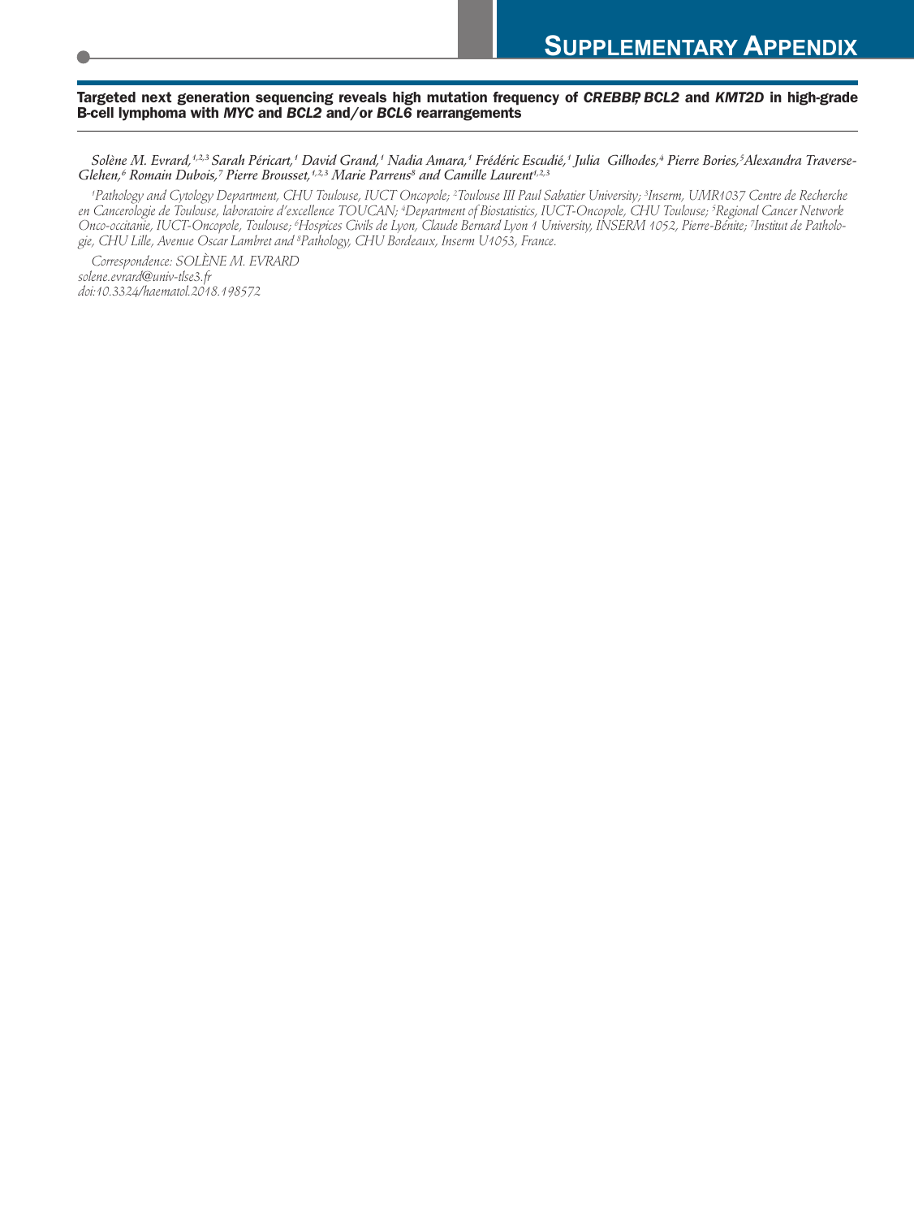# SUPPLEMENTARY APPENDIX

## Targeted next generation sequencing reveals high mutation frequency of *CREBBP*, *BCL2* and *KMT2D* in high-grade B-cell lymphoma with *MYC* and *BCL2* and/or *BCL6* rearrangements

*Solène M. Evrard,[1,2,3] Sarah Péricart,[1] David Grand,[1] Nadia Amara,[1] Frédéric Escudié,[1] Julia Gilhodes,[4] Pierre Bories,[5] Alexandra Traverse-Glehen,[6] Romain Dubois,[7] Pierre Brousset,[1,2,3] Marie Parrens[8] and Camille Laurent[1,2,3]*

*[1]Pathology and Cytology Department, CHU Toulouse, IUCT Oncopole; [2]Toulouse III Paul Sabatier University; [3]Inserm, UMR1037 Centre de Recherche en Cancerologie de Toulouse, laboratoire d'excellence TOUCAN; [4]Department of Biostatistics, IUCT-Oncopole, CHU Toulouse; [5]Regional Cancer Network Onco-occitanie, IUCT-Oncopole, Toulouse; [6]Hospices Civils de Lyon, Claude Bernard Lyon 1 University, INSERM 1052, Pierre-Bénite; [7]Institut de Pathologie, CHU Lille, Avenue Oscar Lambret and [8]Pathology, CHU Bordeaux, Inserm U1053, France.*

*Correspondence: SOLÈNE M. EVRARD*
*solene.evrard@univ-tlse3.fr*
*doi:10.3324/haematol.2018.198572*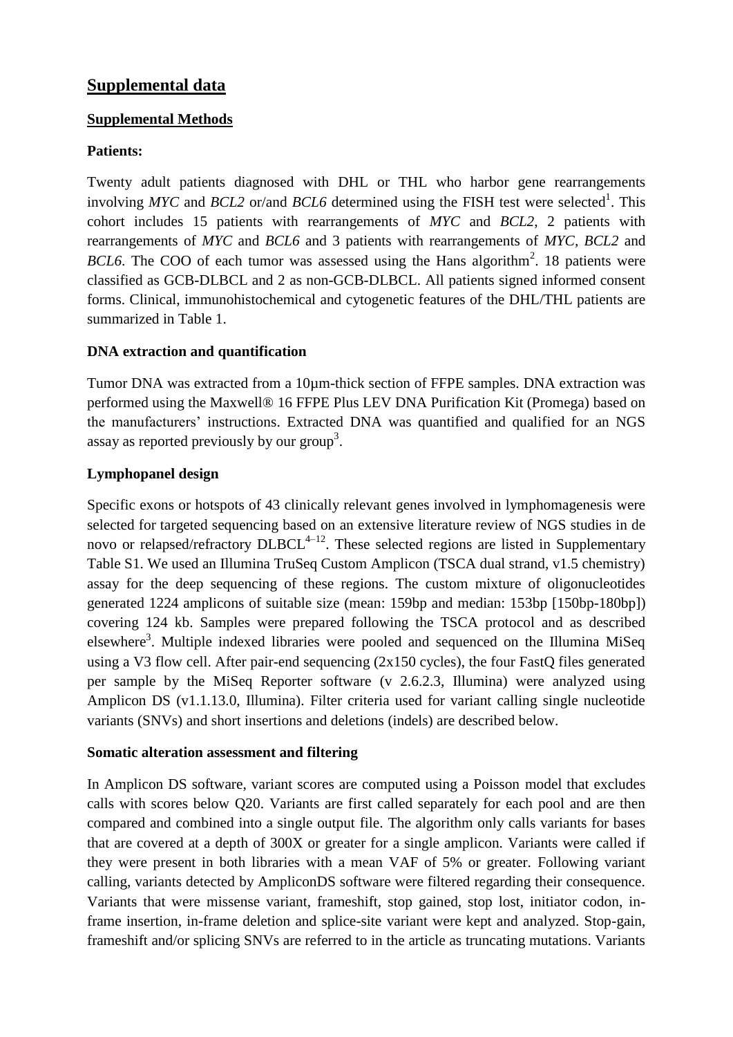# Supplemental data

## Supplemental Methods

### Patients:

Twenty adult patients diagnosed with DHL or THL who harbor gene rearrangements involving *MYC* and *BCL2* or/and *BCL6* determined using the FISH test were selected[1]. This cohort includes 15 patients with rearrangements of *MYC* and *BCL2*, 2 patients with rearrangements of *MYC* and *BCL6* and 3 patients with rearrangements of *MYC, BCL2* and *BCL6*. The COO of each tumor was assessed using the Hans algorithm[2]. 18 patients were classified as GCB-DLBCL and 2 as non-GCB-DLBCL. All patients signed informed consent forms. Clinical, immunohistochemical and cytogenetic features of the DHL/THL patients are summarized in Table 1.

### DNA extraction and quantification

Tumor DNA was extracted from a 10µm-thick section of FFPE samples. DNA extraction was performed using the Maxwell® 16 FFPE Plus LEV DNA Purification Kit (Promega) based on the manufacturers' instructions. Extracted DNA was quantified and qualified for an NGS assay as reported previously by our group[3].

### Lymphopanel design

Specific exons or hotspots of 43 clinically relevant genes involved in lymphomagenesis were selected for targeted sequencing based on an extensive literature review of NGS studies in de novo or relapsed/refractory DLBCL[4–12]. These selected regions are listed in Supplementary Table S1. We used an Illumina TruSeq Custom Amplicon (TSCA dual strand, v1.5 chemistry) assay for the deep sequencing of these regions. The custom mixture of oligonucleotides generated 1224 amplicons of suitable size (mean: 159bp and median: 153bp [150bp-180bp]) covering 124 kb. Samples were prepared following the TSCA protocol and as described elsewhere[3]. Multiple indexed libraries were pooled and sequenced on the Illumina MiSeq using a V3 flow cell. After pair-end sequencing (2x150 cycles), the four FastQ files generated per sample by the MiSeq Reporter software (v 2.6.2.3, Illumina) were analyzed using Amplicon DS (v1.1.13.0, Illumina). Filter criteria used for variant calling single nucleotide variants (SNVs) and short insertions and deletions (indels) are described below.

### Somatic alteration assessment and filtering

In Amplicon DS software, variant scores are computed using a Poisson model that excludes calls with scores below Q20. Variants are first called separately for each pool and are then compared and combined into a single output file. The algorithm only calls variants for bases that are covered at a depth of 300X or greater for a single amplicon. Variants were called if they were present in both libraries with a mean VAF of 5% or greater. Following variant calling, variants detected by AmpliconDS software were filtered regarding their consequence. Variants that were missense variant, frameshift, stop gained, stop lost, initiator codon, in-frame insertion, in-frame deletion and splice-site variant were kept and analyzed. Stop-gain, frameshift and/or splicing SNVs are referred to in the article as truncating mutations. Variants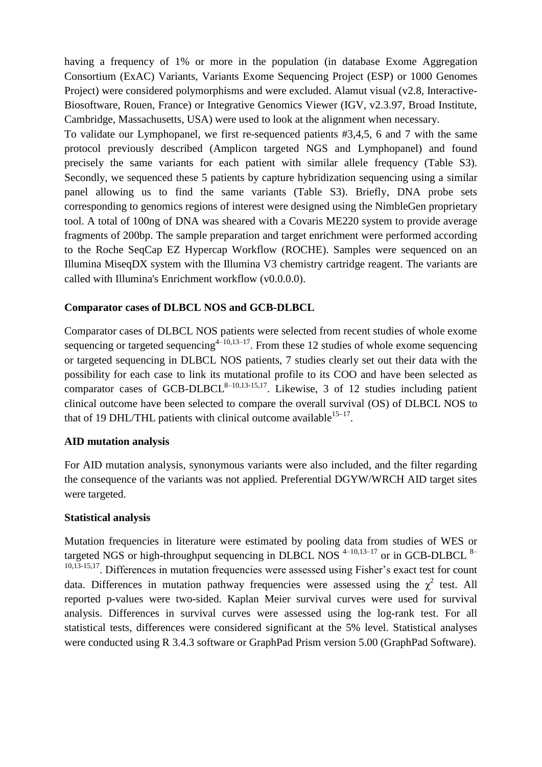having a frequency of 1% or more in the population (in database Exome Aggregation Consortium (ExAC) Variants, Variants Exome Sequencing Project (ESP) or 1000 Genomes Project) were considered polymorphisms and were excluded. Alamut visual (v2.8, Interactive-Biosoftware, Rouen, France) or Integrative Genomics Viewer (IGV, v2.3.97, Broad Institute, Cambridge, Massachusetts, USA) were used to look at the alignment when necessary.

To validate our Lymphopanel, we first re-sequenced patients #3,4,5, 6 and 7 with the same protocol previously described (Amplicon targeted NGS and Lymphopanel) and found precisely the same variants for each patient with similar allele frequency (Table S3). Secondly, we sequenced these 5 patients by capture hybridization sequencing using a similar panel allowing us to find the same variants (Table S3). Briefly, DNA probe sets corresponding to genomics regions of interest were designed using the NimbleGen proprietary tool. A total of 100ng of DNA was sheared with a Covaris ME220 system to provide average fragments of 200bp. The sample preparation and target enrichment were performed according to the Roche SeqCap EZ Hypercap Workflow (ROCHE). Samples were sequenced on an Illumina MiseqDX system with the Illumina V3 chemistry cartridge reagent. The variants are called with Illumina's Enrichment workflow (v0.0.0.0).

**Comparator cases of DLBCL NOS and GCB-DLBCL**

Comparator cases of DLBCL NOS patients were selected from recent studies of whole exome sequencing or targeted sequencing[4–10,13–17]. From these 12 studies of whole exome sequencing or targeted sequencing in DLBCL NOS patients, 7 studies clearly set out their data with the possibility for each case to link its mutational profile to its COO and have been selected as comparator cases of GCB-DLBCL[8–10,13-15,17]. Likewise, 3 of 12 studies including patient clinical outcome have been selected to compare the overall survival (OS) of DLBCL NOS to that of 19 DHL/THL patients with clinical outcome available[15–17].

**AID mutation analysis**

For AID mutation analysis, synonymous variants were also included, and the filter regarding the consequence of the variants was not applied. Preferential DGYW/WRCH AID target sites were targeted.

**Statistical analysis**

Mutation frequencies in literature were estimated by pooling data from studies of WES or targeted NGS or high-throughput sequencing in DLBCL NOS [4–10,13–17] or in GCB-DLBCL [8–10,13-15,17]. Differences in mutation frequencies were assessed using Fisher's exact test for count data. Differences in mutation pathway frequencies were assessed using the $\chi^2$ test. All reported p-values were two-sided. Kaplan Meier survival curves were used for survival analysis. Differences in survival curves were assessed using the log-rank test. For all statistical tests, differences were considered significant at the 5% level. Statistical analyses were conducted using R 3.4.3 software or GraphPad Prism version 5.00 (GraphPad Software).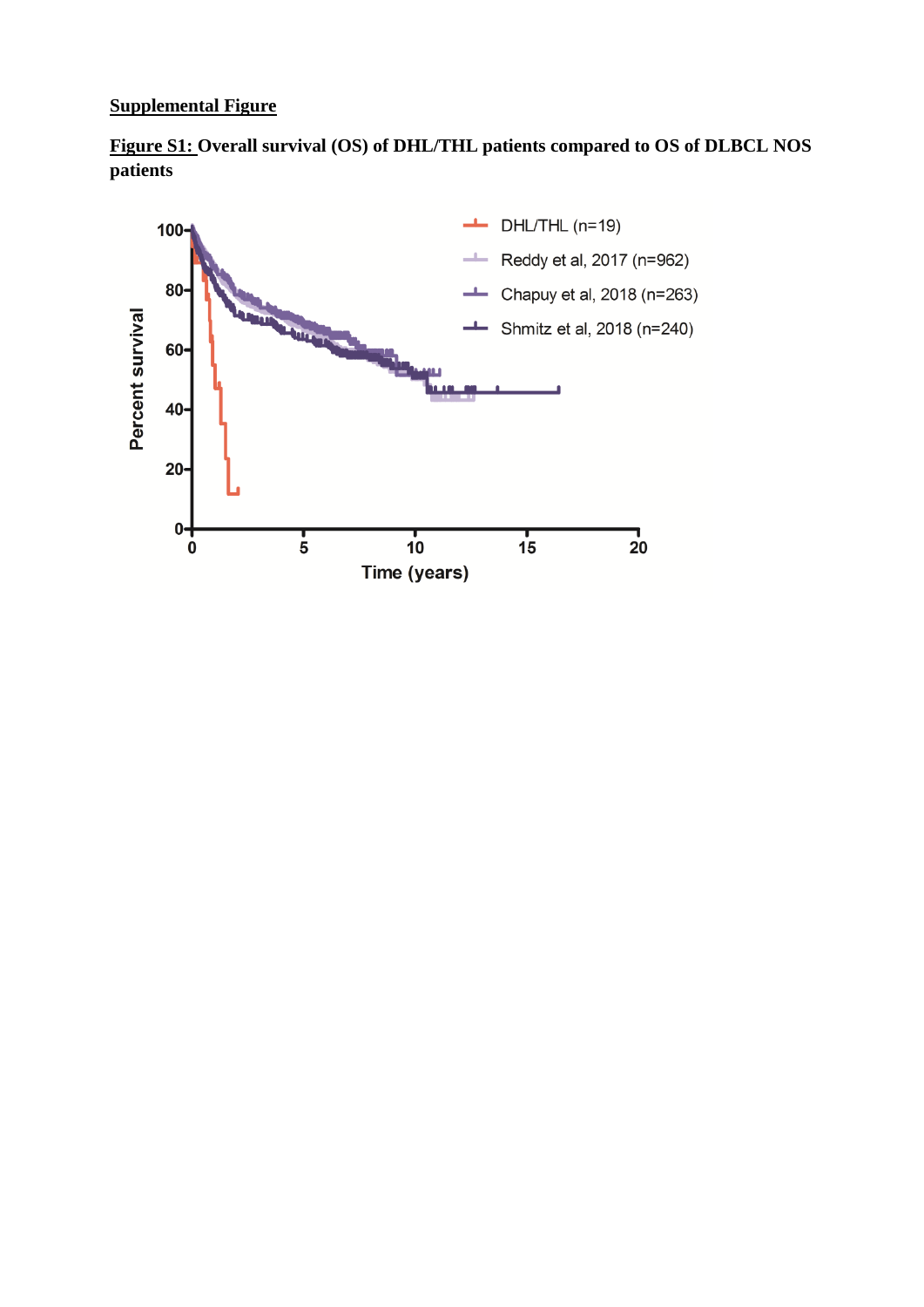## Supplemental Figure

**Figure S1: Overall survival (OS) of DHL/THL patients compared to OS of DLBCL NOS patients**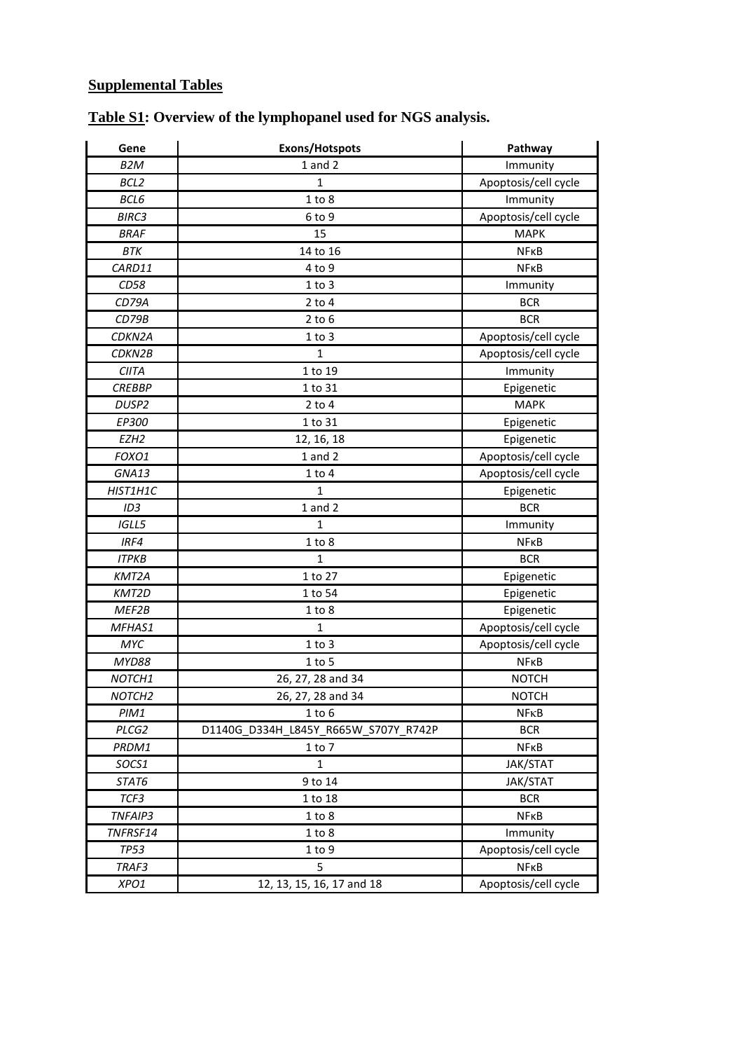## Supplemental Tables

### Table S1: Overview of the lymphopanel used for NGS analysis.

| Gene | Exons/Hotspots | Pathway |
|---|---|---|
| *B2M* | 1 and 2 | Immunity |
| *BCL2* | 1 | Apoptosis/cell cycle |
| *BCL6* | 1 to 8 | Immunity |
| *BIRC3* | 6 to 9 | Apoptosis/cell cycle |
| *BRAF* | 15 | MAPK |
| *BTK* | 14 to 16 | NFκB |
| *CARD11* | 4 to 9 | NFκB |
| *CD58* | 1 to 3 | Immunity |
| *CD79A* | 2 to 4 | BCR |
| *CD79B* | 2 to 6 | BCR |
| *CDKN2A* | 1 to 3 | Apoptosis/cell cycle |
| *CDKN2B* | 1 | Apoptosis/cell cycle |
| *CIITA* | 1 to 19 | Immunity |
| *CREBBP* | 1 to 31 | Epigenetic |
| *DUSP2* | 2 to 4 | MAPK |
| *EP300* | 1 to 31 | Epigenetic |
| *EZH2* | 12, 16, 18 | Epigenetic |
| *FOXO1* | 1 and 2 | Apoptosis/cell cycle |
| *GNA13* | 1 to 4 | Apoptosis/cell cycle |
| *HIST1H1C* | 1 | Epigenetic |
| *ID3* | 1 and 2 | BCR |
| *IGLL5* | 1 | Immunity |
| *IRF4* | 1 to 8 | NFκB |
| *ITPKB* | 1 | BCR |
| *KMT2A* | 1 to 27 | Epigenetic |
| *KMT2D* | 1 to 54 | Epigenetic |
| *MEF2B* | 1 to 8 | Epigenetic |
| *MFHAS1* | 1 | Apoptosis/cell cycle |
| *MYC* | 1 to 3 | Apoptosis/cell cycle |
| *MYD88* | 1 to 5 | NFκB |
| *NOTCH1* | 26, 27, 28 and 34 | NOTCH |
| *NOTCH2* | 26, 27, 28 and 34 | NOTCH |
| *PIM1* | 1 to 6 | NFκB |
| *PLCG2* | D1140G_D334H_L845Y_R665W_S707Y_R742P | BCR |
| *PRDM1* | 1 to 7 | NFκB |
| *SOCS1* | 1 | JAK/STAT |
| *STAT6* | 9 to 14 | JAK/STAT |
| *TCF3* | 1 to 18 | BCR |
| *TNFAIP3* | 1 to 8 | NFκB |
| *TNFRSF14* | 1 to 8 | Immunity |
| *TP53* | 1 to 9 | Apoptosis/cell cycle |
| *TRAF3* | 5 | NFκB |
| *XPO1* | 12, 13, 15, 16, 17 and 18 | Apoptosis/cell cycle |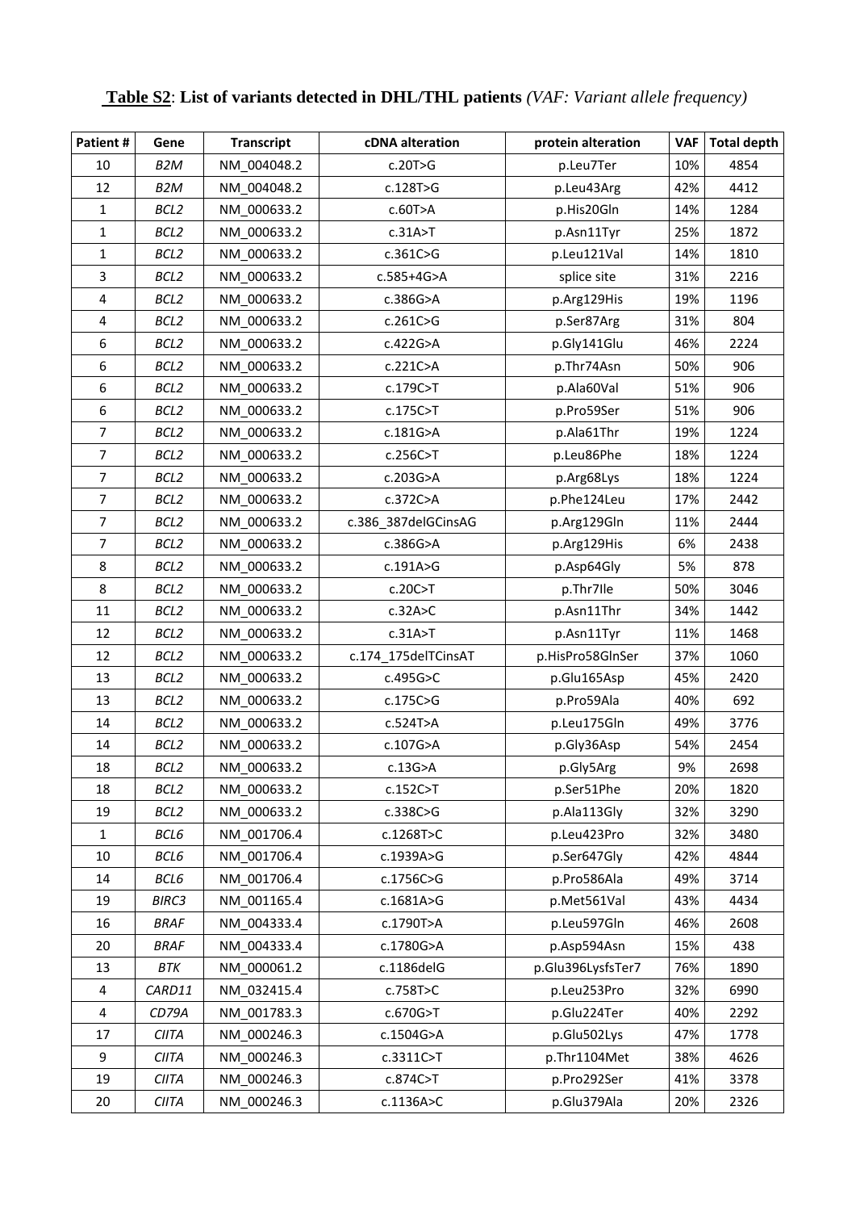**<u>Table S2</u>**: **List of variants detected in DHL/THL patients** *(VAF: Variant allele frequency)*

| Patient # | Gene | Transcript | cDNA alteration | protein alteration | VAF | Total depth |
|---|---|---|---|---|---|---|
| 10 | *B2M* | NM_004048.2 | c.20T>G | p.Leu7Ter | 10% | 4854 |
| 12 | *B2M* | NM_004048.2 | c.128T>G | p.Leu43Arg | 42% | 4412 |
| 1 | *BCL2* | NM_000633.2 | c.60T>A | p.His20Gln | 14% | 1284 |
| 1 | *BCL2* | NM_000633.2 | c.31A>T | p.Asn11Tyr | 25% | 1872 |
| 1 | *BCL2* | NM_000633.2 | c.361C>G | p.Leu121Val | 14% | 1810 |
| 3 | *BCL2* | NM_000633.2 | c.585+4G>A | splice site | 31% | 2216 |
| 4 | *BCL2* | NM_000633.2 | c.386G>A | p.Arg129His | 19% | 1196 |
| 4 | *BCL2* | NM_000633.2 | c.261C>G | p.Ser87Arg | 31% | 804 |
| 6 | *BCL2* | NM_000633.2 | c.422G>A | p.Gly141Glu | 46% | 2224 |
| 6 | *BCL2* | NM_000633.2 | c.221C>A | p.Thr74Asn | 50% | 906 |
| 6 | *BCL2* | NM_000633.2 | c.179C>T | p.Ala60Val | 51% | 906 |
| 6 | *BCL2* | NM_000633.2 | c.175C>T | p.Pro59Ser | 51% | 906 |
| 7 | *BCL2* | NM_000633.2 | c.181G>A | p.Ala61Thr | 19% | 1224 |
| 7 | *BCL2* | NM_000633.2 | c.256C>T | p.Leu86Phe | 18% | 1224 |
| 7 | *BCL2* | NM_000633.2 | c.203G>A | p.Arg68Lys | 18% | 1224 |
| 7 | *BCL2* | NM_000633.2 | c.372C>A | p.Phe124Leu | 17% | 2442 |
| 7 | *BCL2* | NM_000633.2 | c.386_387delGCinsAG | p.Arg129Gln | 11% | 2444 |
| 7 | *BCL2* | NM_000633.2 | c.386G>A | p.Arg129His | 6% | 2438 |
| 8 | *BCL2* | NM_000633.2 | c.191A>G | p.Asp64Gly | 5% | 878 |
| 8 | *BCL2* | NM_000633.2 | c.20C>T | p.Thr7Ile | 50% | 3046 |
| 11 | *BCL2* | NM_000633.2 | c.32A>C | p.Asn11Thr | 34% | 1442 |
| 12 | *BCL2* | NM_000633.2 | c.31A>T | p.Asn11Tyr | 11% | 1468 |
| 12 | *BCL2* | NM_000633.2 | c.174_175delTCinsAT | p.HisPro58GlnSer | 37% | 1060 |
| 13 | *BCL2* | NM_000633.2 | c.495G>C | p.Glu165Asp | 45% | 2420 |
| 13 | *BCL2* | NM_000633.2 | c.175C>G | p.Pro59Ala | 40% | 692 |
| 14 | *BCL2* | NM_000633.2 | c.524T>A | p.Leu175Gln | 49% | 3776 |
| 14 | *BCL2* | NM_000633.2 | c.107G>A | p.Gly36Asp | 54% | 2454 |
| 18 | *BCL2* | NM_000633.2 | c.13G>A | p.Gly5Arg | 9% | 2698 |
| 18 | *BCL2* | NM_000633.2 | c.152C>T | p.Ser51Phe | 20% | 1820 |
| 19 | *BCL2* | NM_000633.2 | c.338C>G | p.Ala113Gly | 32% | 3290 |
| 1 | *BCL6* | NM_001706.4 | c.1268T>C | p.Leu423Pro | 32% | 3480 |
| 10 | *BCL6* | NM_001706.4 | c.1939A>G | p.Ser647Gly | 42% | 4844 |
| 14 | *BCL6* | NM_001706.4 | c.1756C>G | p.Pro586Ala | 49% | 3714 |
| 19 | *BIRC3* | NM_001165.4 | c.1681A>G | p.Met561Val | 43% | 4434 |
| 16 | *BRAF* | NM_004333.4 | c.1790T>A | p.Leu597Gln | 46% | 2608 |
| 20 | *BRAF* | NM_004333.4 | c.1780G>A | p.Asp594Asn | 15% | 438 |
| 13 | *BTK* | NM_000061.2 | c.1186delG | p.Glu396LysfsTer7 | 76% | 1890 |
| 4 | *CARD11* | NM_032415.4 | c.758T>C | p.Leu253Pro | 32% | 6990 |
| 4 | *CD79A* | NM_001783.3 | c.670G>T | p.Glu224Ter | 40% | 2292 |
| 17 | *CIITA* | NM_000246.3 | c.1504G>A | p.Glu502Lys | 47% | 1778 |
| 9 | *CIITA* | NM_000246.3 | c.3311C>T | p.Thr1104Met | 38% | 4626 |
| 19 | *CIITA* | NM_000246.3 | c.874C>T | p.Pro292Ser | 41% | 3378 |
| 20 | *CIITA* | NM_000246.3 | c.1136A>C | p.Glu379Ala | 20% | 2326 |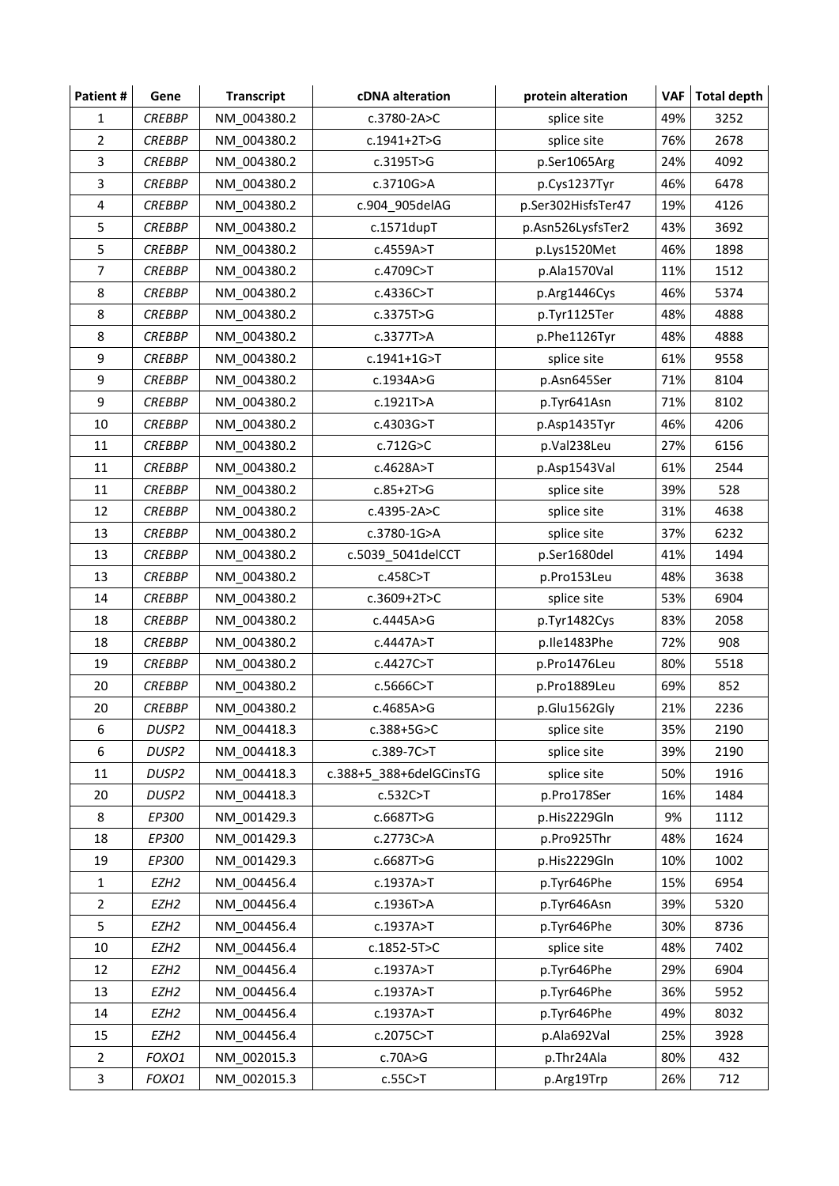| Patient # | Gene | Transcript | cDNA alteration | protein alteration | VAF | Total depth |
|---|---|---|---|---|---|---|
| 1 | *CREBBP* | NM_004380.2 | c.3780-2A>C | splice site | 49% | 3252 |
| 2 | *CREBBP* | NM_004380.2 | c.1941+2T>G | splice site | 76% | 2678 |
| 3 | *CREBBP* | NM_004380.2 | c.3195T>G | p.Ser1065Arg | 24% | 4092 |
| 3 | *CREBBP* | NM_004380.2 | c.3710G>A | p.Cys1237Tyr | 46% | 6478 |
| 4 | *CREBBP* | NM_004380.2 | c.904_905delAG | p.Ser302HisfsTer47 | 19% | 4126 |
| 5 | *CREBBP* | NM_004380.2 | c.1571dupT | p.Asn526LysfsTer2 | 43% | 3692 |
| 5 | *CREBBP* | NM_004380.2 | c.4559A>T | p.Lys1520Met | 46% | 1898 |
| 7 | *CREBBP* | NM_004380.2 | c.4709C>T | p.Ala1570Val | 11% | 1512 |
| 8 | *CREBBP* | NM_004380.2 | c.4336C>T | p.Arg1446Cys | 46% | 5374 |
| 8 | *CREBBP* | NM_004380.2 | c.3375T>G | p.Tyr1125Ter | 48% | 4888 |
| 8 | *CREBBP* | NM_004380.2 | c.3377T>A | p.Phe1126Tyr | 48% | 4888 |
| 9 | *CREBBP* | NM_004380.2 | c.1941+1G>T | splice site | 61% | 9558 |
| 9 | *CREBBP* | NM_004380.2 | c.1934A>G | p.Asn645Ser | 71% | 8104 |
| 9 | *CREBBP* | NM_004380.2 | c.1921T>A | p.Tyr641Asn | 71% | 8102 |
| 10 | *CREBBP* | NM_004380.2 | c.4303G>T | p.Asp1435Tyr | 46% | 4206 |
| 11 | *CREBBP* | NM_004380.2 | c.712G>C | p.Val238Leu | 27% | 6156 |
| 11 | *CREBBP* | NM_004380.2 | c.4628A>T | p.Asp1543Val | 61% | 2544 |
| 11 | *CREBBP* | NM_004380.2 | c.85+2T>G | splice site | 39% | 528 |
| 12 | *CREBBP* | NM_004380.2 | c.4395-2A>C | splice site | 31% | 4638 |
| 13 | *CREBBP* | NM_004380.2 | c.3780-1G>A | splice site | 37% | 6232 |
| 13 | *CREBBP* | NM_004380.2 | c.5039_5041delCCT | p.Ser1680del | 41% | 1494 |
| 13 | *CREBBP* | NM_004380.2 | c.458C>T | p.Pro153Leu | 48% | 3638 |
| 14 | *CREBBP* | NM_004380.2 | c.3609+2T>C | splice site | 53% | 6904 |
| 18 | *CREBBP* | NM_004380.2 | c.4445A>G | p.Tyr1482Cys | 83% | 2058 |
| 18 | *CREBBP* | NM_004380.2 | c.4447A>T | p.Ile1483Phe | 72% | 908 |
| 19 | *CREBBP* | NM_004380.2 | c.4427C>T | p.Pro1476Leu | 80% | 5518 |
| 20 | *CREBBP* | NM_004380.2 | c.5666C>T | p.Pro1889Leu | 69% | 852 |
| 20 | *CREBBP* | NM_004380.2 | c.4685A>G | p.Glu1562Gly | 21% | 2236 |
| 6 | *DUSP2* | NM_004418.3 | c.388+5G>C | splice site | 35% | 2190 |
| 6 | *DUSP2* | NM_004418.3 | c.389-7C>T | splice site | 39% | 2190 |
| 11 | *DUSP2* | NM_004418.3 | c.388+5_388+6delGCinsTG | splice site | 50% | 1916 |
| 20 | *DUSP2* | NM_004418.3 | c.532C>T | p.Pro178Ser | 16% | 1484 |
| 8 | *EP300* | NM_001429.3 | c.6687T>G | p.His2229Gln | 9% | 1112 |
| 18 | *EP300* | NM_001429.3 | c.2773C>A | p.Pro925Thr | 48% | 1624 |
| 19 | *EP300* | NM_001429.3 | c.6687T>G | p.His2229Gln | 10% | 1002 |
| 1 | *EZH2* | NM_004456.4 | c.1937A>T | p.Tyr646Phe | 15% | 6954 |
| 2 | *EZH2* | NM_004456.4 | c.1936T>A | p.Tyr646Asn | 39% | 5320 |
| 5 | *EZH2* | NM_004456.4 | c.1937A>T | p.Tyr646Phe | 30% | 8736 |
| 10 | *EZH2* | NM_004456.4 | c.1852-5T>C | splice site | 48% | 7402 |
| 12 | *EZH2* | NM_004456.4 | c.1937A>T | p.Tyr646Phe | 29% | 6904 |
| 13 | *EZH2* | NM_004456.4 | c.1937A>T | p.Tyr646Phe | 36% | 5952 |
| 14 | *EZH2* | NM_004456.4 | c.1937A>T | p.Tyr646Phe | 49% | 8032 |
| 15 | *EZH2* | NM_004456.4 | c.2075C>T | p.Ala692Val | 25% | 3928 |
| 2 | *FOXO1* | NM_002015.3 | c.70A>G | p.Thr24Ala | 80% | 432 |
| 3 | *FOXO1* | NM_002015.3 | c.55C>T | p.Arg19Trp | 26% | 712 |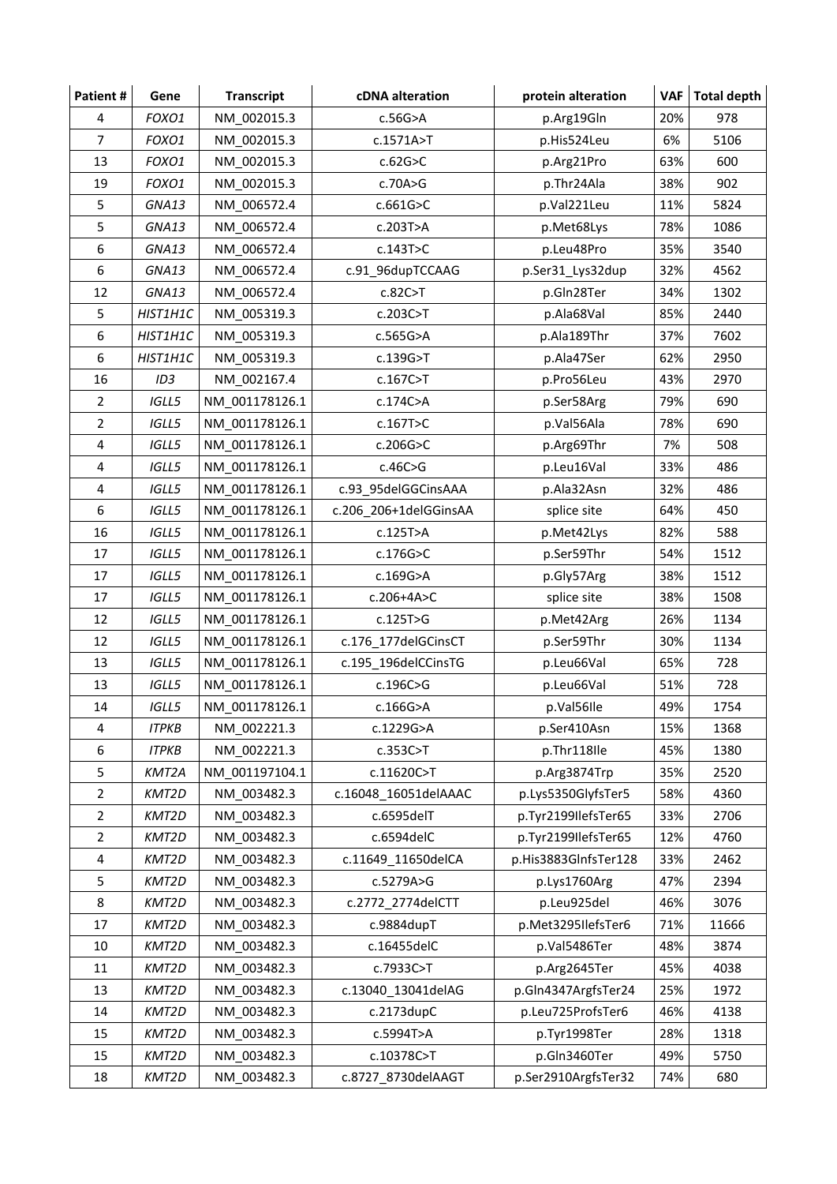| Patient # | Gene | Transcript | cDNA alteration | protein alteration | VAF | Total depth |
|---|---|---|---|---|---|---|
| 4 | *FOXO1* | NM_002015.3 | c.56G>A | p.Arg19Gln | 20% | 978 |
| 7 | *FOXO1* | NM_002015.3 | c.1571A>T | p.His524Leu | 6% | 5106 |
| 13 | *FOXO1* | NM_002015.3 | c.62G>C | p.Arg21Pro | 63% | 600 |
| 19 | *FOXO1* | NM_002015.3 | c.70A>G | p.Thr24Ala | 38% | 902 |
| 5 | *GNA13* | NM_006572.4 | c.661G>C | p.Val221Leu | 11% | 5824 |
| 5 | *GNA13* | NM_006572.4 | c.203T>A | p.Met68Lys | 78% | 1086 |
| 6 | *GNA13* | NM_006572.4 | c.143T>C | p.Leu48Pro | 35% | 3540 |
| 6 | *GNA13* | NM_006572.4 | c.91_96dupTCCAAG | p.Ser31_Lys32dup | 32% | 4562 |
| 12 | *GNA13* | NM_006572.4 | c.82C>T | p.Gln28Ter | 34% | 1302 |
| 5 | *HIST1H1C* | NM_005319.3 | c.203C>T | p.Ala68Val | 85% | 2440 |
| 6 | *HIST1H1C* | NM_005319.3 | c.565G>A | p.Ala189Thr | 37% | 7602 |
| 6 | *HIST1H1C* | NM_005319.3 | c.139G>T | p.Ala47Ser | 62% | 2950 |
| 16 | *ID3* | NM_002167.4 | c.167C>T | p.Pro56Leu | 43% | 2970 |
| 2 | *IGLL5* | NM_001178126.1 | c.174C>A | p.Ser58Arg | 79% | 690 |
| 2 | *IGLL5* | NM_001178126.1 | c.167T>C | p.Val56Ala | 78% | 690 |
| 4 | *IGLL5* | NM_001178126.1 | c.206G>C | p.Arg69Thr | 7% | 508 |
| 4 | *IGLL5* | NM_001178126.1 | c.46C>G | p.Leu16Val | 33% | 486 |
| 4 | *IGLL5* | NM_001178126.1 | c.93_95delGGCinsAAA | p.Ala32Asn | 32% | 486 |
| 6 | *IGLL5* | NM_001178126.1 | c.206_206+1delGGinsAA | splice site | 64% | 450 |
| 16 | *IGLL5* | NM_001178126.1 | c.125T>A | p.Met42Lys | 82% | 588 |
| 17 | *IGLL5* | NM_001178126.1 | c.176G>C | p.Ser59Thr | 54% | 1512 |
| 17 | *IGLL5* | NM_001178126.1 | c.169G>A | p.Gly57Arg | 38% | 1512 |
| 17 | *IGLL5* | NM_001178126.1 | c.206+4A>C | splice site | 38% | 1508 |
| 12 | *IGLL5* | NM_001178126.1 | c.125T>G | p.Met42Arg | 26% | 1134 |
| 12 | *IGLL5* | NM_001178126.1 | c.176_177delGCinsCT | p.Ser59Thr | 30% | 1134 |
| 13 | *IGLL5* | NM_001178126.1 | c.195_196delCCinsTG | p.Leu66Val | 65% | 728 |
| 13 | *IGLL5* | NM_001178126.1 | c.196C>G | p.Leu66Val | 51% | 728 |
| 14 | *IGLL5* | NM_001178126.1 | c.166G>A | p.Val56Ile | 49% | 1754 |
| 4 | *ITPKB* | NM_002221.3 | c.1229G>A | p.Ser410Asn | 15% | 1368 |
| 6 | *ITPKB* | NM_002221.3 | c.353C>T | p.Thr118Ile | 45% | 1380 |
| 5 | *KMT2A* | NM_001197104.1 | c.11620C>T | p.Arg3874Trp | 35% | 2520 |
| 2 | *KMT2D* | NM_003482.3 | c.16048_16051delAAAC | p.Lys5350GlyfsTer5 | 58% | 4360 |
| 2 | *KMT2D* | NM_003482.3 | c.6595delT | p.Tyr2199IlefsTer65 | 33% | 2706 |
| 2 | *KMT2D* | NM_003482.3 | c.6594delC | p.Tyr2199IlefsTer65 | 12% | 4760 |
| 4 | *KMT2D* | NM_003482.3 | c.11649_11650delCA | p.His3883GlnfsTer128 | 33% | 2462 |
| 5 | *KMT2D* | NM_003482.3 | c.5279A>G | p.Lys1760Arg | 47% | 2394 |
| 8 | *KMT2D* | NM_003482.3 | c.2772_2774delCTT | p.Leu925del | 46% | 3076 |
| 17 | *KMT2D* | NM_003482.3 | c.9884dupT | p.Met3295IlefsTer6 | 71% | 11666 |
| 10 | *KMT2D* | NM_003482.3 | c.16455delC | p.Val5486Ter | 48% | 3874 |
| 11 | *KMT2D* | NM_003482.3 | c.7933C>T | p.Arg2645Ter | 45% | 4038 |
| 13 | *KMT2D* | NM_003482.3 | c.13040_13041delAG | p.Gln4347ArgfsTer24 | 25% | 1972 |
| 14 | *KMT2D* | NM_003482.3 | c.2173dupC | p.Leu725ProfsTer6 | 46% | 4138 |
| 15 | *KMT2D* | NM_003482.3 | c.5994T>A | p.Tyr1998Ter | 28% | 1318 |
| 15 | *KMT2D* | NM_003482.3 | c.10378C>T | p.Gln3460Ter | 49% | 5750 |
| 18 | *KMT2D* | NM_003482.3 | c.8727_8730delAAGT | p.Ser2910ArgfsTer32 | 74% | 680 |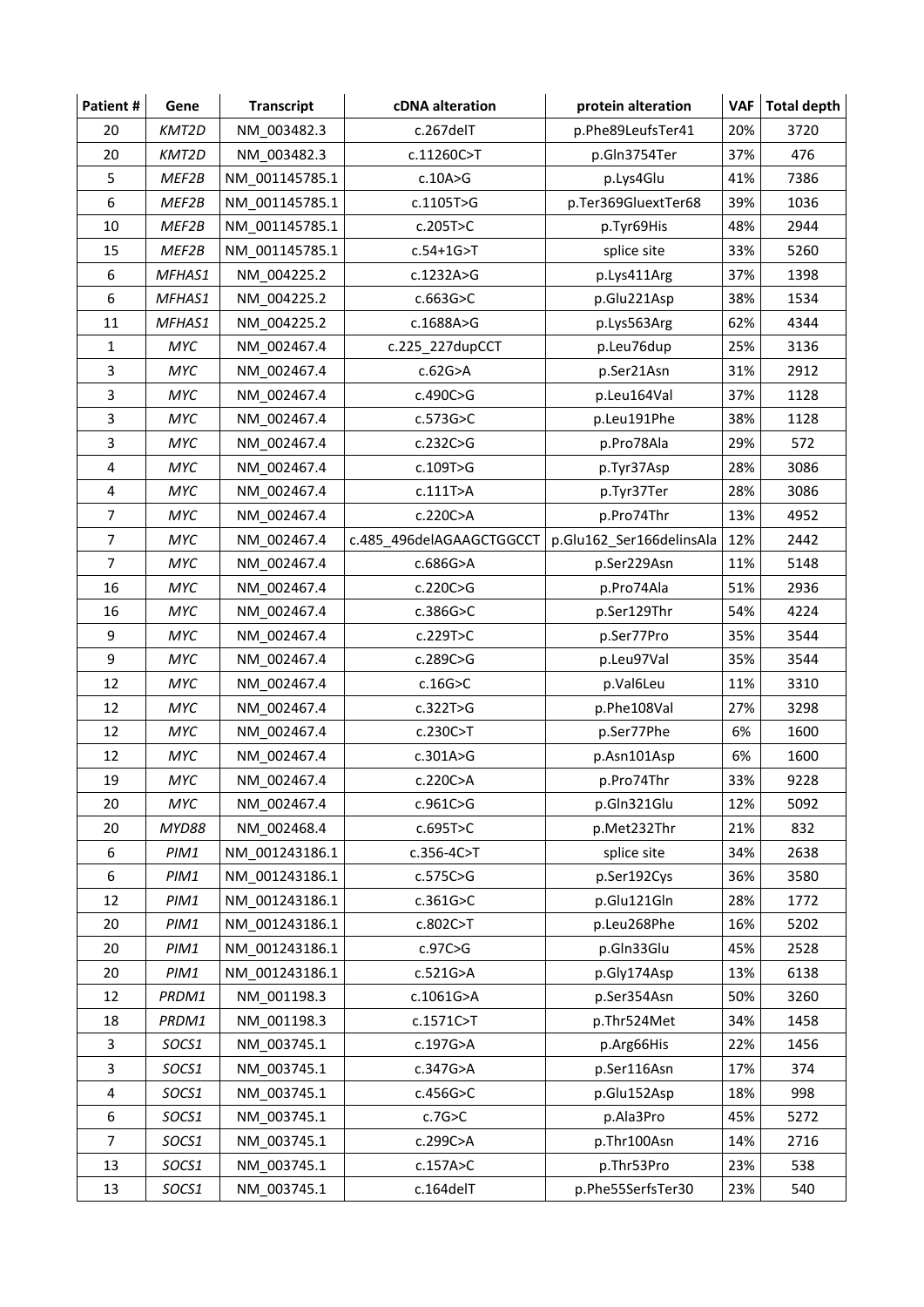| Patient # | Gene | Transcript | cDNA alteration | protein alteration | VAF | Total depth |
|---|---|---|---|---|---|---|
| 20 | *KMT2D* | NM_003482.3 | c.267delT | p.Phe89LeufsTer41 | 20% | 3720 |
| 20 | *KMT2D* | NM_003482.3 | c.11260C>T | p.Gln3754Ter | 37% | 476 |
| 5 | *MEF2B* | NM_001145785.1 | c.10A>G | p.Lys4Glu | 41% | 7386 |
| 6 | *MEF2B* | NM_001145785.1 | c.1105T>G | p.Ter369GluextTer68 | 39% | 1036 |
| 10 | *MEF2B* | NM_001145785.1 | c.205T>C | p.Tyr69His | 48% | 2944 |
| 15 | *MEF2B* | NM_001145785.1 | c.54+1G>T | splice site | 33% | 5260 |
| 6 | *MFHAS1* | NM_004225.2 | c.1232A>G | p.Lys411Arg | 37% | 1398 |
| 6 | *MFHAS1* | NM_004225.2 | c.663G>C | p.Glu221Asp | 38% | 1534 |
| 11 | *MFHAS1* | NM_004225.2 | c.1688A>G | p.Lys563Arg | 62% | 4344 |
| 1 | *MYC* | NM_002467.4 | c.225_227dupCCT | p.Leu76dup | 25% | 3136 |
| 3 | *MYC* | NM_002467.4 | c.62G>A | p.Ser21Asn | 31% | 2912 |
| 3 | *MYC* | NM_002467.4 | c.490C>G | p.Leu164Val | 37% | 1128 |
| 3 | *MYC* | NM_002467.4 | c.573G>C | p.Leu191Phe | 38% | 1128 |
| 3 | *MYC* | NM_002467.4 | c.232C>G | p.Pro78Ala | 29% | 572 |
| 4 | *MYC* | NM_002467.4 | c.109T>G | p.Tyr37Asp | 28% | 3086 |
| 4 | *MYC* | NM_002467.4 | c.111T>A | p.Tyr37Ter | 28% | 3086 |
| 7 | *MYC* | NM_002467.4 | c.220C>A | p.Pro74Thr | 13% | 4952 |
| 7 | *MYC* | NM_002467.4 | c.485_496delAGAAGCTGGCCT | p.Glu162_Ser166delinsAla | 12% | 2442 |
| 7 | *MYC* | NM_002467.4 | c.686G>A | p.Ser229Asn | 11% | 5148 |
| 16 | *MYC* | NM_002467.4 | c.220C>G | p.Pro74Ala | 51% | 2936 |
| 16 | *MYC* | NM_002467.4 | c.386G>C | p.Ser129Thr | 54% | 4224 |
| 9 | *MYC* | NM_002467.4 | c.229T>C | p.Ser77Pro | 35% | 3544 |
| 9 | *MYC* | NM_002467.4 | c.289C>G | p.Leu97Val | 35% | 3544 |
| 12 | *MYC* | NM_002467.4 | c.16G>C | p.Val6Leu | 11% | 3310 |
| 12 | *MYC* | NM_002467.4 | c.322T>G | p.Phe108Val | 27% | 3298 |
| 12 | *MYC* | NM_002467.4 | c.230C>T | p.Ser77Phe | 6% | 1600 |
| 12 | *MYC* | NM_002467.4 | c.301A>G | p.Asn101Asp | 6% | 1600 |
| 19 | *MYC* | NM_002467.4 | c.220C>A | p.Pro74Thr | 33% | 9228 |
| 20 | *MYC* | NM_002467.4 | c.961C>G | p.Gln321Glu | 12% | 5092 |
| 20 | *MYD88* | NM_002468.4 | c.695T>C | p.Met232Thr | 21% | 832 |
| 6 | *PIM1* | NM_001243186.1 | c.356-4C>T | splice site | 34% | 2638 |
| 6 | *PIM1* | NM_001243186.1 | c.575C>G | p.Ser192Cys | 36% | 3580 |
| 12 | *PIM1* | NM_001243186.1 | c.361G>C | p.Glu121Gln | 28% | 1772 |
| 20 | *PIM1* | NM_001243186.1 | c.802C>T | p.Leu268Phe | 16% | 5202 |
| 20 | *PIM1* | NM_001243186.1 | c.97C>G | p.Gln33Glu | 45% | 2528 |
| 20 | *PIM1* | NM_001243186.1 | c.521G>A | p.Gly174Asp | 13% | 6138 |
| 12 | *PRDM1* | NM_001198.3 | c.1061G>A | p.Ser354Asn | 50% | 3260 |
| 18 | *PRDM1* | NM_001198.3 | c.1571C>T | p.Thr524Met | 34% | 1458 |
| 3 | *SOCS1* | NM_003745.1 | c.197G>A | p.Arg66His | 22% | 1456 |
| 3 | *SOCS1* | NM_003745.1 | c.347G>A | p.Ser116Asn | 17% | 374 |
| 4 | *SOCS1* | NM_003745.1 | c.456G>C | p.Glu152Asp | 18% | 998 |
| 6 | *SOCS1* | NM_003745.1 | c.7G>C | p.Ala3Pro | 45% | 5272 |
| 7 | *SOCS1* | NM_003745.1 | c.299C>A | p.Thr100Asn | 14% | 2716 |
| 13 | *SOCS1* | NM_003745.1 | c.157A>C | p.Thr53Pro | 23% | 538 |
| 13 | *SOCS1* | NM_003745.1 | c.164delT | p.Phe55SerfsTer30 | 23% | 540 |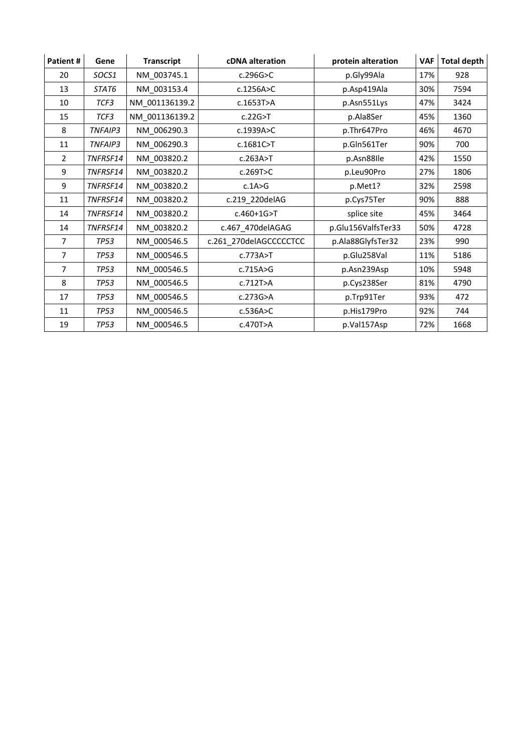| Patient # | Gene | Transcript | cDNA alteration | protein alteration | VAF | Total depth |
|---|---|---|---|---|---|---|
| 20 | *SOCS1* | NM_003745.1 | c.296G>C | p.Gly99Ala | 17% | 928 |
| 13 | *STAT6* | NM_003153.4 | c.1256A>C | p.Asp419Ala | 30% | 7594 |
| 10 | *TCF3* | NM_001136139.2 | c.1653T>A | p.Asn551Lys | 47% | 3424 |
| 15 | *TCF3* | NM_001136139.2 | c.22G>T | p.Ala8Ser | 45% | 1360 |
| 8 | *TNFAIP3* | NM_006290.3 | c.1939A>C | p.Thr647Pro | 46% | 4670 |
| 11 | *TNFAIP3* | NM_006290.3 | c.1681C>T | p.Gln561Ter | 90% | 700 |
| 2 | *TNFRSF14* | NM_003820.2 | c.263A>T | p.Asn88Ile | 42% | 1550 |
| 9 | *TNFRSF14* | NM_003820.2 | c.269T>C | p.Leu90Pro | 27% | 1806 |
| 9 | *TNFRSF14* | NM_003820.2 | c.1A>G | p.Met1? | 32% | 2598 |
| 11 | *TNFRSF14* | NM_003820.2 | c.219_220delAG | p.Cys75Ter | 90% | 888 |
| 14 | *TNFRSF14* | NM_003820.2 | c.460+1G>T | splice site | 45% | 3464 |
| 14 | *TNFRSF14* | NM_003820.2 | c.467_470delAGAG | p.Glu156ValfsTer33 | 50% | 4728 |
| 7 | *TP53* | NM_000546.5 | c.261_270delAGCCCCCTCC | p.Ala88GlyfsTer32 | 23% | 990 |
| 7 | *TP53* | NM_000546.5 | c.773A>T | p.Glu258Val | 11% | 5186 |
| 7 | *TP53* | NM_000546.5 | c.715A>G | p.Asn239Asp | 10% | 5948 |
| 8 | *TP53* | NM_000546.5 | c.712T>A | p.Cys238Ser | 81% | 4790 |
| 17 | *TP53* | NM_000546.5 | c.273G>A | p.Trp91Ter | 93% | 472 |
| 11 | *TP53* | NM_000546.5 | c.536A>C | p.His179Pro | 92% | 744 |
| 19 | *TP53* | NM_000546.5 | c.470T>A | p.Val157Asp | 72% | 1668 |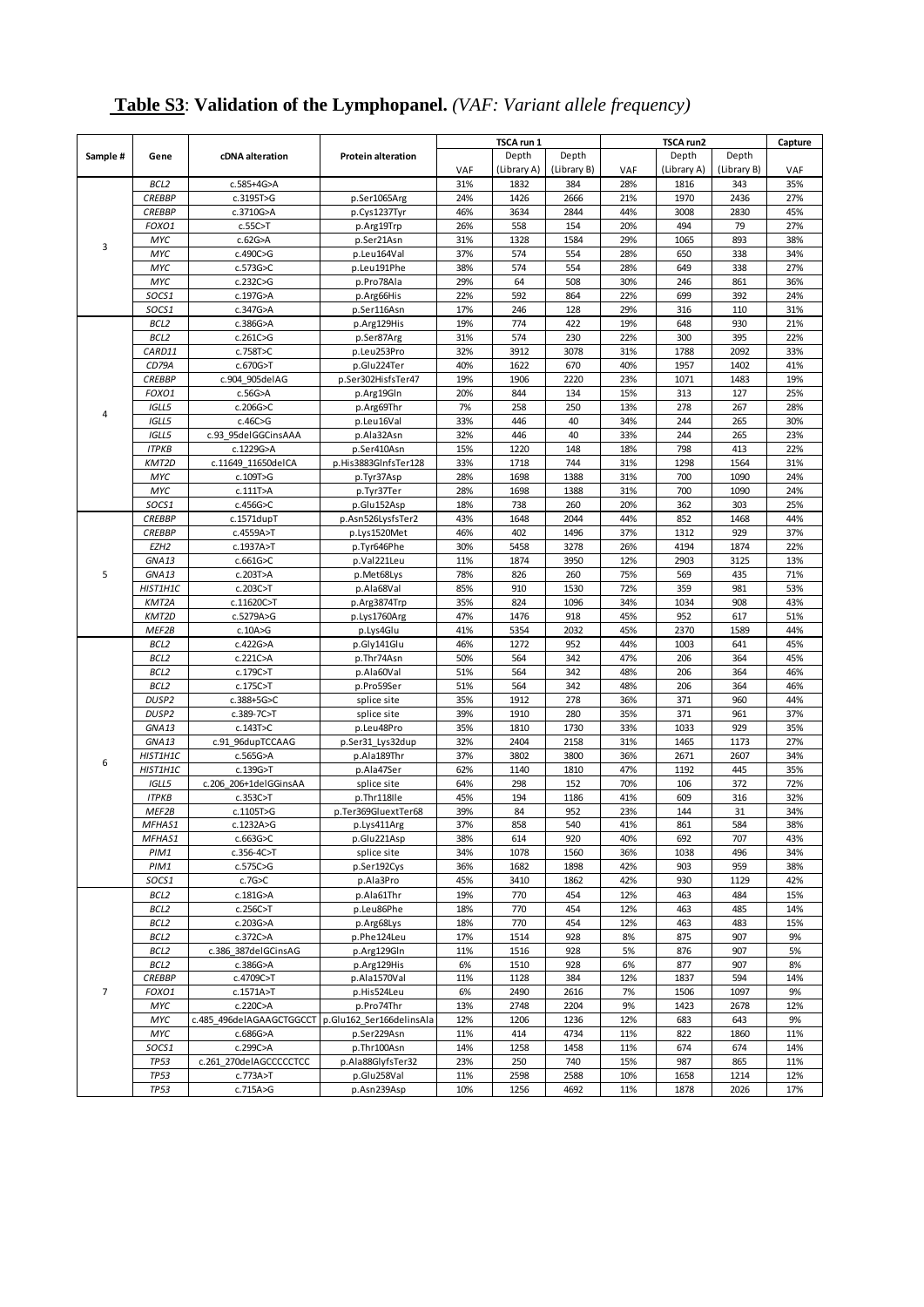**Table S3**: **Validation of the Lymphopanel.** *(VAF: Variant allele frequency)*

| Sample # | Gene | cDNA alteration | Protein alteration | TSCA run 1 | | | TSCA run2 | | | Capture |
|---|---|---|---|---|---|---|---|---|---|---|
| | | | | VAF | Depth (Library A) | Depth (Library B) | VAF | Depth (Library A) | Depth (Library B) | VAF |
| 3 | *BCL2* | c.585+4G>A | | 31% | 1832 | 384 | 28% | 1816 | 343 | 35% |
| | *CREBBP* | c.3195T>G | p.Ser1065Arg | 24% | 1426 | 2666 | 21% | 1970 | 2436 | 27% |
| | *CREBBP* | c.3710G>A | p.Cys1237Tyr | 46% | 3634 | 2844 | 44% | 3008 | 2830 | 45% |
| | *FOXO1* | c.55C>T | p.Arg19Trp | 26% | 558 | 154 | 20% | 494 | 79 | 27% |
| | *MYC* | c.62G>A | p.Ser21Asn | 31% | 1328 | 1584 | 29% | 1065 | 893 | 38% |
| | *MYC* | c.490C>G | p.Leu164Val | 37% | 574 | 554 | 28% | 650 | 338 | 34% |
| | *MYC* | c.573G>C | p.Leu191Phe | 38% | 574 | 554 | 28% | 649 | 338 | 27% |
| | *MYC* | c.232C>G | p.Pro78Ala | 29% | 64 | 508 | 30% | 246 | 861 | 36% |
| | *SOCS1* | c.197G>A | p.Arg66His | 22% | 592 | 864 | 22% | 699 | 392 | 24% |
| | *SOCS1* | c.347G>A | p.Ser116Asn | 17% | 246 | 128 | 29% | 316 | 110 | 31% |
| 4 | *BCL2* | c.386G>A | p.Arg129His | 19% | 774 | 422 | 19% | 648 | 930 | 21% |
| | *BCL2* | c.261C>G | p.Ser87Arg | 31% | 574 | 230 | 22% | 300 | 395 | 22% |
| | *CARD11* | c.758T>C | p.Leu253Pro | 32% | 3912 | 3078 | 31% | 1788 | 2092 | 33% |
| | *CD79A* | c.670G>T | p.Glu224Ter | 40% | 1622 | 670 | 40% | 1957 | 1402 | 41% |
| | *CREBBP* | c.904_905delAG | p.Ser302HisfsTer47 | 19% | 1906 | 2220 | 23% | 1071 | 1483 | 19% |
| | *FOXO1* | c.56G>A | p.Arg19Gln | 20% | 844 | 134 | 15% | 313 | 127 | 25% |
| | *IGLL5* | c.206G>C | p.Arg69Thr | 7% | 258 | 250 | 13% | 278 | 267 | 28% |
| | *IGLL5* | c.46C>G | p.Leu16Val | 33% | 446 | 40 | 34% | 244 | 265 | 30% |
| | *IGLL5* | c.93_95delGGCinsAAA | p.Ala32Asn | 32% | 446 | 40 | 33% | 244 | 265 | 23% |
| | *ITPKB* | c.1229G>A | p.Ser410Asn | 15% | 1220 | 148 | 18% | 798 | 413 | 22% |
| | *KMT2D* | c.11649_11650delCA | p.His3883GlnfsTer128 | 33% | 1718 | 744 | 31% | 1298 | 1564 | 31% |
| | *MYC* | c.109T>G | p.Tyr37Asp | 28% | 1698 | 1388 | 31% | 700 | 1090 | 24% |
| | *MYC* | c.111T>A | p.Tyr37Ter | 28% | 1698 | 1388 | 31% | 700 | 1090 | 24% |
| | *SOCS1* | c.456G>C | p.Glu152Asp | 18% | 738 | 260 | 20% | 362 | 303 | 25% |
| 5 | *CREBBP* | c.1571dupT | p.Asn526LysfsTer2 | 43% | 1648 | 2044 | 44% | 852 | 1468 | 44% |
| | *CREBBP* | c.4559A>T | p.Lys1520Met | 46% | 402 | 1496 | 37% | 1312 | 929 | 37% |
| | *EZH2* | c.1937A>T | p.Tyr646Phe | 30% | 5458 | 3278 | 26% | 4194 | 1874 | 22% |
| | *GNA13* | c.661G>C | p.Val221Leu | 11% | 1874 | 3950 | 12% | 2903 | 3125 | 13% |
| | *GNA13* | c.203T>A | p.Met68Lys | 78% | 826 | 260 | 75% | 569 | 435 | 71% |
| | *HIST1H1C* | c.203C>T | p.Ala68Val | 85% | 910 | 1530 | 72% | 359 | 981 | 53% |
| | *KMT2A* | c.11620C>T | p.Arg3874Trp | 35% | 824 | 1096 | 34% | 1034 | 908 | 43% |
| | *KMT2D* | c.5279A>G | p.Lys1760Arg | 47% | 1476 | 918 | 45% | 952 | 617 | 51% |
| | *MEF2B* | c.10A>G | p.Lys4Glu | 41% | 5354 | 2032 | 45% | 2370 | 1589 | 44% |
| 6 | *BCL2* | c.422G>A | p.Gly141Glu | 46% | 1272 | 952 | 44% | 1003 | 641 | 45% |
| | *BCL2* | c.221C>A | p.Thr74Asn | 50% | 564 | 342 | 47% | 206 | 364 | 45% |
| | *BCL2* | c.179C>T | p.Ala60Val | 51% | 564 | 342 | 48% | 206 | 364 | 46% |
| | *BCL2* | c.175C>T | p.Pro59Ser | 51% | 564 | 342 | 48% | 206 | 364 | 46% |
| | *DUSP2* | c.388+5G>C | splice site | 35% | 1912 | 278 | 36% | 371 | 960 | 44% |
| | *DUSP2* | c.389-7C>T | splice site | 39% | 1910 | 280 | 35% | 371 | 961 | 37% |
| | *GNA13* | c.143T>C | p.Leu48Pro | 35% | 1810 | 1730 | 33% | 1033 | 929 | 35% |
| | *GNA13* | c.91_96dupTCCAAG | p.Ser31_Lys32dup | 32% | 2404 | 2158 | 31% | 1465 | 1173 | 27% |
| | *HIST1H1C* | c.565G>A | p.Ala189Thr | 37% | 3802 | 3800 | 36% | 2671 | 2607 | 34% |
| | *HIST1H1C* | c.139G>T | p.Ala47Ser | 62% | 1140 | 1810 | 47% | 1192 | 445 | 35% |
| | *IGLL5* | c.206_206+1delGGinsAA | splice site | 64% | 298 | 152 | 70% | 106 | 372 | 72% |
| | *ITPKB* | c.353C>T | p.Thr118Ile | 45% | 194 | 1186 | 41% | 609 | 316 | 32% |
| | *MEF2B* | c.1105T>G | p.Ter369GluextTer68 | 39% | 84 | 952 | 23% | 144 | 31 | 34% |
| | *MFHAS1* | c.1232A>G | p.Lys411Arg | 37% | 858 | 540 | 41% | 861 | 584 | 38% |
| | *MFHAS1* | c.663G>C | p.Glu221Asp | 38% | 614 | 920 | 40% | 692 | 707 | 43% |
| | *PIM1* | c.356-4C>T | splice site | 34% | 1078 | 1560 | 36% | 1038 | 496 | 34% |
| | *PIM1* | c.575C>G | p.Ser192Cys | 36% | 1682 | 1898 | 42% | 903 | 959 | 38% |
| | *SOCS1* | c.7G>C | p.Ala3Pro | 45% | 3410 | 1862 | 42% | 930 | 1129 | 42% |
| 7 | *BCL2* | c.181G>A | p.Ala61Thr | 19% | 770 | 454 | 12% | 463 | 484 | 15% |
| | *BCL2* | c.256C>T | p.Leu86Phe | 18% | 770 | 454 | 12% | 463 | 485 | 14% |
| | *BCL2* | c.203G>A | p.Arg68Lys | 18% | 770 | 454 | 12% | 463 | 483 | 15% |
| | *BCL2* | c.372C>A | p.Phe124Leu | 17% | 1514 | 928 | 8% | 875 | 907 | 9% |
| | *BCL2* | c.386_387delGCinsAG | p.Arg129Gln | 11% | 1516 | 928 | 5% | 876 | 907 | 5% |
| | *BCL2* | c.386G>A | p.Arg129His | 6% | 1510 | 928 | 6% | 877 | 907 | 8% |
| | *CREBBP* | c.4709C>T | p.Ala1570Val | 11% | 1128 | 384 | 12% | 1837 | 594 | 14% |
| | *FOXO1* | c.1571A>T | p.His524Leu | 6% | 2490 | 2616 | 7% | 1506 | 1097 | 9% |
| | *MYC* | c.220C>A | p.Pro74Thr | 13% | 2748 | 2204 | 9% | 1423 | 2678 | 12% |
| | *MYC* | c.485_496delAGAAGCTGGCCT | p.Glu162_Ser166delinsAla | 12% | 1206 | 1236 | 12% | 683 | 643 | 9% |
| | *MYC* | c.686G>A | p.Ser229Asn | 11% | 414 | 4734 | 11% | 822 | 1860 | 11% |
| | *SOCS1* | c.299C>A | p.Thr100Asn | 14% | 1258 | 1458 | 11% | 674 | 674 | 14% |
| | *TP53* | c.261_270delAGCCCCCTCC | p.Ala88GlyfsTer32 | 23% | 250 | 740 | 15% | 987 | 865 | 11% |
| | *TP53* | c.773A>T | p.Glu258Val | 11% | 2598 | 2588 | 10% | 1658 | 1214 | 12% |
| | *TP53* | c.715A>G | p.Asn239Asp | 10% | 1256 | 4692 | 11% | 1878 | 2026 | 17% |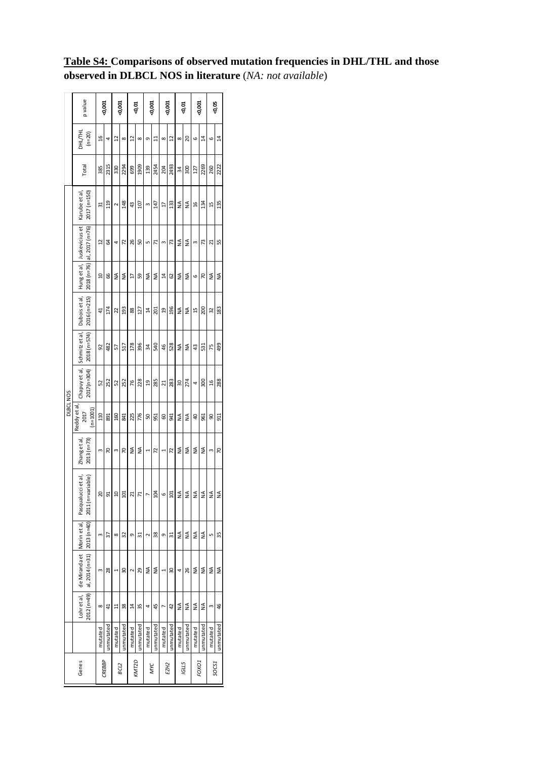**Table S4: Comparisons of observed mutation frequencies in DHL/THL and those observed in DLBCL NOS in literature** (*NA: not available*)

| Genes | | DLBCL NOS | | | | | | | | | | | | | DHL/THL (n=20) | p value |
|---|---|---|---|---|---|---|---|---|---|---|---|---|---|---|---|---|
| | | Lohr et al, 2012 (n=49) | de Miranda et al, 2014 (n=31) | Morin et al, 2013 (n=40) | Pasqualucci et al, 2011 (n=variable) | Zhang et al, 2013 (n=73) | Reddy et al, 2017 (n=1001) | Chapuy et al, 2017 (n=304) | Schmitz et al, 2018 (n=574) | Dubois et al, 2016 (n=215) | Hung et al, 2018 (n=76) | Juskevicius et al, 2017 (n=76) | Karube et al, 2017 (n=150) | Total | | |
| *CREBBP* | mutated | 8 | 3 | 3 | 20 | 3 | 110 | 52 | 92 | 41 | 10 | 12 | 31 | 385 | 16 | <0,001 |
| | unmutated | 41 | 28 | 37 | 91 | 70 | 891 | 252 | 482 | 174 | 66 | 64 | 119 | 2315 | 4 | |
| *BCL2* | mutated | 11 | 1 | 8 | 10 | 3 | 160 | 52 | 57 | 22 | NA | 4 | 2 | 330 | 12 | <0,001 |
| | unmutated | 38 | 30 | 32 | 101 | 70 | 841 | 252 | 517 | 193 | NA | 72 | 148 | 2294 | 8 | |
| *KMT2D* | mutated | 14 | 2 | 9 | 21 | NA | 225 | 76 | 178 | 88 | 17 | 26 | 43 | 699 | 12 | <0,01 |
| | unmutated | 35 | 29 | 31 | 71 | NA | 776 | 228 | 396 | 127 | 59 | 50 | 107 | 1909 | 8 | |
| *MYC* | mutated | 4 | NA | 2 | 7 | 1 | 50 | 19 | 34 | 14 | NA | 5 | 3 | 139 | 9 | <0,001 |
| | unmutated | 45 | NA | 38 | 104 | 72 | 951 | 285 | 540 | 201 | NA | 71 | 147 | 2454 | 11 | |
| *EZH2* | mutated | 7 | 1 | 9 | 6 | 1 | 60 | 21 | 46 | 19 | 14 | 3 | 17 | 204 | 8 | <0,001 |
| | unmutated | 42 | 30 | 31 | 101 | 72 | 941 | 283 | 528 | 196 | 62 | 73 | 133 | 2493 | 12 | |
| *IGLL5* | mutated | NA | 4 | NA | NA | NA | NA | 30 | NA | NA | NA | NA | NA | 34 | 8 | <0,01 |
| | unmutated | NA | 26 | NA | NA | NA | NA | 274 | NA | NA | NA | NA | NA | 300 | 20 | |
| *FOXO1* | mutated | NA | NA | NA | NA | NA | 40 | 4 | 43 | 15 | 6 | 3 | 16 | 127 | 6 | <0,001 |
| | unmutated | NA | NA | NA | NA | NA | 961 | 300 | 531 | 200 | 70 | 73 | 134 | 2269 | 14 | |
| *SOCS1* | mutated | 3 | NA | 5 | NA | 3 | 90 | 16 | 75 | 32 | NA | 21 | 15 | 260 | 6 | <0,05 |
| | unmutated | 46 | NA | 35 | NA | 70 | 911 | 288 | 499 | 183 | NA | 55 | 135 | 2222 | 14 | |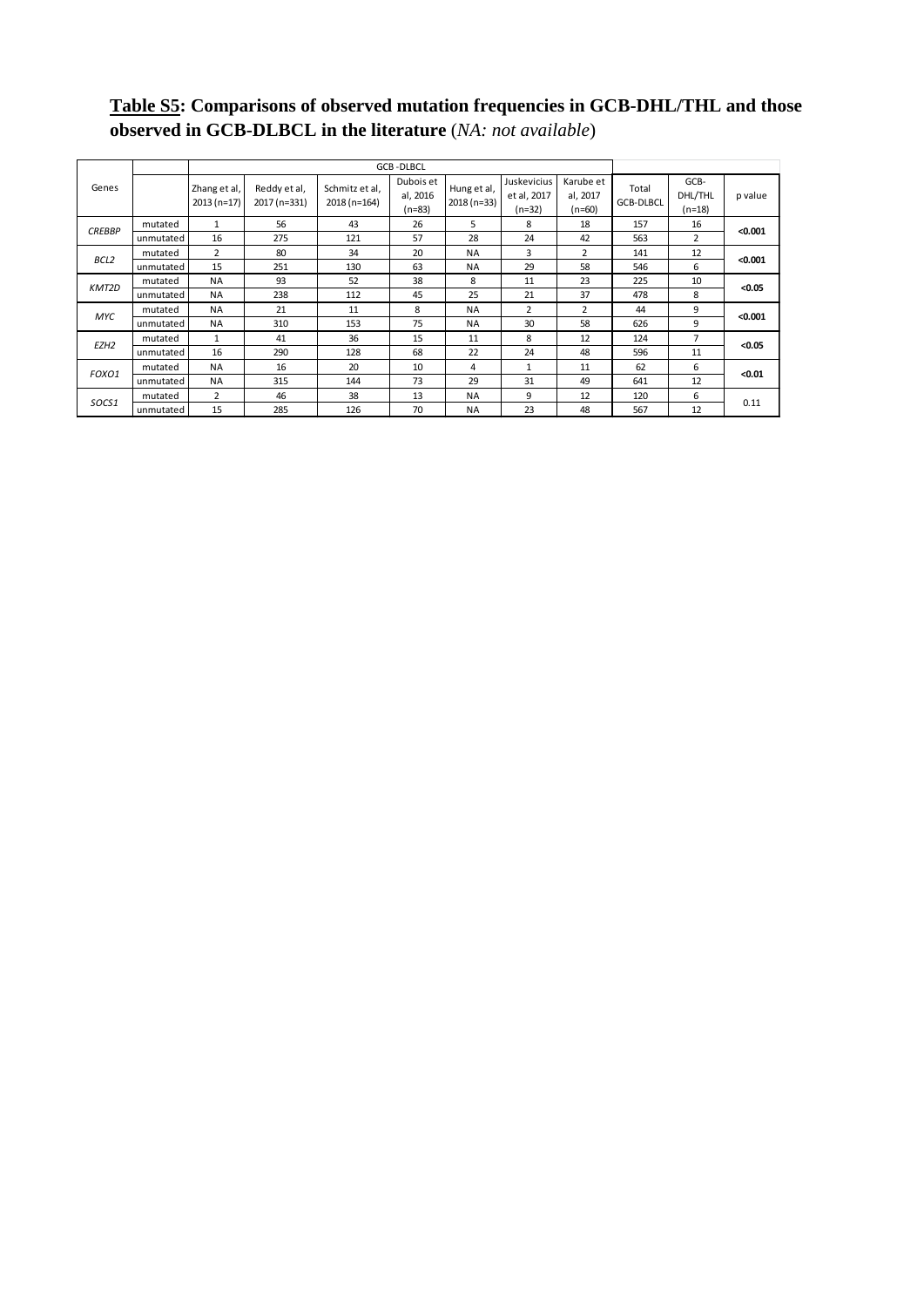**Table S5: Comparisons of observed mutation frequencies in GCB-DHL/THL and those observed in GCB-DLBCL in the literature** (*NA: not available*)

| Genes | | GCB -DLBCL | | | | | | | | | |
|---|---|---|---|---|---|---|---|---|---|---|---|
| | | Zhang et al, 2013 (n=17) | Reddy et al, 2017 (n=331) | Schmitz et al, 2018 (n=164) | Dubois et al, 2016 (n=83) | Hung et al, 2018 (n=33) | Juskevicius et al, 2017 (n=32) | Karube et al, 2017 (n=60) | Total GCB-DLBCL | GCB-DHL/THL (n=18) | p value |
| *CREBBP* | mutated | 1 | 56 | 43 | 26 | 5 | 8 | 18 | 157 | 16 | **<0.001** |
| | unmutated | 16 | 275 | 121 | 57 | 28 | 24 | 42 | 563 | 2 | |
| *BCL2* | mutated | 2 | 80 | 34 | 20 | NA | 3 | 2 | 141 | 12 | **<0.001** |
| | unmutated | 15 | 251 | 130 | 63 | NA | 29 | 58 | 546 | 6 | |
| *KMT2D* | mutated | NA | 93 | 52 | 38 | 8 | 11 | 23 | 225 | 10 | **<0.05** |
| | unmutated | NA | 238 | 112 | 45 | 25 | 21 | 37 | 478 | 8 | |
| *MYC* | mutated | NA | 21 | 11 | 8 | NA | 2 | 2 | 44 | 9 | **<0.001** |
| | unmutated | NA | 310 | 153 | 75 | NA | 30 | 58 | 626 | 9 | |
| *EZH2* | mutated | 1 | 41 | 36 | 15 | 11 | 8 | 12 | 124 | 7 | **<0.05** |
| | unmutated | 16 | 290 | 128 | 68 | 22 | 24 | 48 | 596 | 11 | |
| *FOXO1* | mutated | NA | 16 | 20 | 10 | 4 | 1 | 11 | 62 | 6 | **<0.01** |
| | unmutated | NA | 315 | 144 | 73 | 29 | 31 | 49 | 641 | 12 | |
| *SOCS1* | mutated | 2 | 46 | 38 | 13 | NA | 9 | 12 | 120 | 6 | 0.11 |
| | unmutated | 15 | 285 | 126 | 70 | NA | 23 | 48 | 567 | 12 | |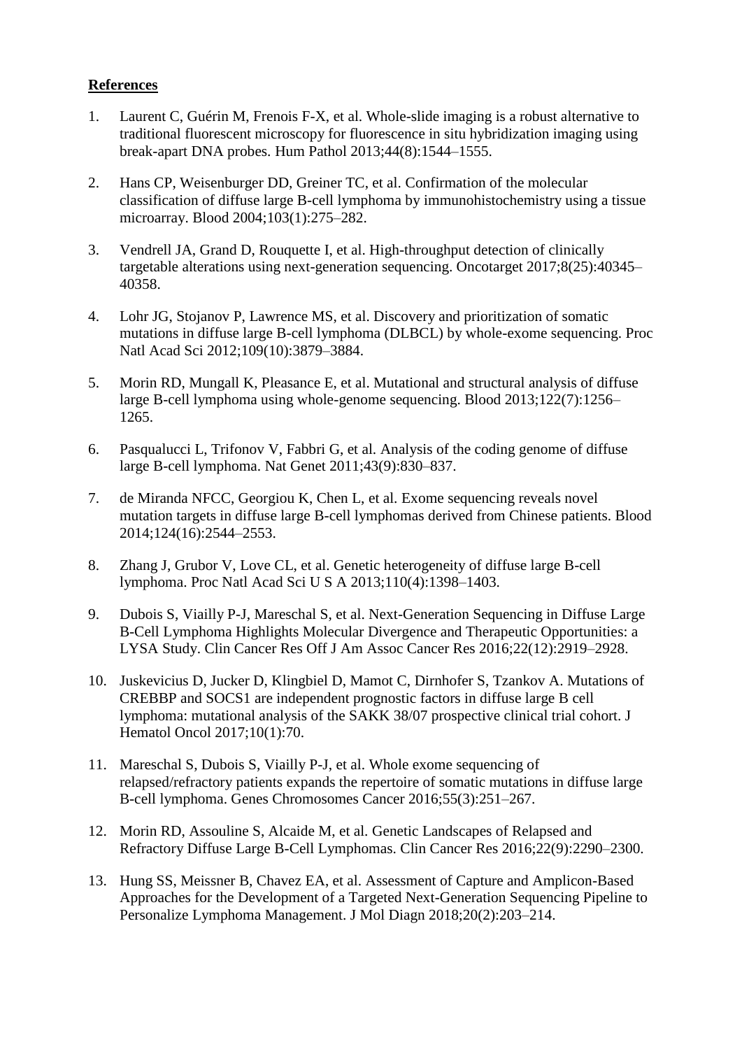**References**

1. Laurent C, Guérin M, Frenois F-X, et al. Whole-slide imaging is a robust alternative to traditional fluorescent microscopy for fluorescence in situ hybridization imaging using break-apart DNA probes. Hum Pathol 2013;44(8):1544–1555.

2. Hans CP, Weisenburger DD, Greiner TC, et al. Confirmation of the molecular classification of diffuse large B-cell lymphoma by immunohistochemistry using a tissue microarray. Blood 2004;103(1):275–282.

3. Vendrell JA, Grand D, Rouquette I, et al. High-throughput detection of clinically targetable alterations using next-generation sequencing. Oncotarget 2017;8(25):40345–40358.

4. Lohr JG, Stojanov P, Lawrence MS, et al. Discovery and prioritization of somatic mutations in diffuse large B-cell lymphoma (DLBCL) by whole-exome sequencing. Proc Natl Acad Sci 2012;109(10):3879–3884.

5. Morin RD, Mungall K, Pleasance E, et al. Mutational and structural analysis of diffuse large B-cell lymphoma using whole-genome sequencing. Blood 2013;122(7):1256–1265.

6. Pasqualucci L, Trifonov V, Fabbri G, et al. Analysis of the coding genome of diffuse large B-cell lymphoma. Nat Genet 2011;43(9):830–837.

7. de Miranda NFCC, Georgiou K, Chen L, et al. Exome sequencing reveals novel mutation targets in diffuse large B-cell lymphomas derived from Chinese patients. Blood 2014;124(16):2544–2553.

8. Zhang J, Grubor V, Love CL, et al. Genetic heterogeneity of diffuse large B-cell lymphoma. Proc Natl Acad Sci U S A 2013;110(4):1398–1403.

9. Dubois S, Viailly P-J, Mareschal S, et al. Next-Generation Sequencing in Diffuse Large B-Cell Lymphoma Highlights Molecular Divergence and Therapeutic Opportunities: a LYSA Study. Clin Cancer Res Off J Am Assoc Cancer Res 2016;22(12):2919–2928.

10. Juskevicius D, Jucker D, Klingbiel D, Mamot C, Dirnhofer S, Tzankov A. Mutations of CREBBP and SOCS1 are independent prognostic factors in diffuse large B cell lymphoma: mutational analysis of the SAKK 38/07 prospective clinical trial cohort. J Hematol Oncol 2017;10(1):70.

11. Mareschal S, Dubois S, Viailly P-J, et al. Whole exome sequencing of relapsed/refractory patients expands the repertoire of somatic mutations in diffuse large B-cell lymphoma. Genes Chromosomes Cancer 2016;55(3):251–267.

12. Morin RD, Assouline S, Alcaide M, et al. Genetic Landscapes of Relapsed and Refractory Diffuse Large B-Cell Lymphomas. Clin Cancer Res 2016;22(9):2290–2300.

13. Hung SS, Meissner B, Chavez EA, et al. Assessment of Capture and Amplicon-Based Approaches for the Development of a Targeted Next-Generation Sequencing Pipeline to Personalize Lymphoma Management. J Mol Diagn 2018;20(2):203–214.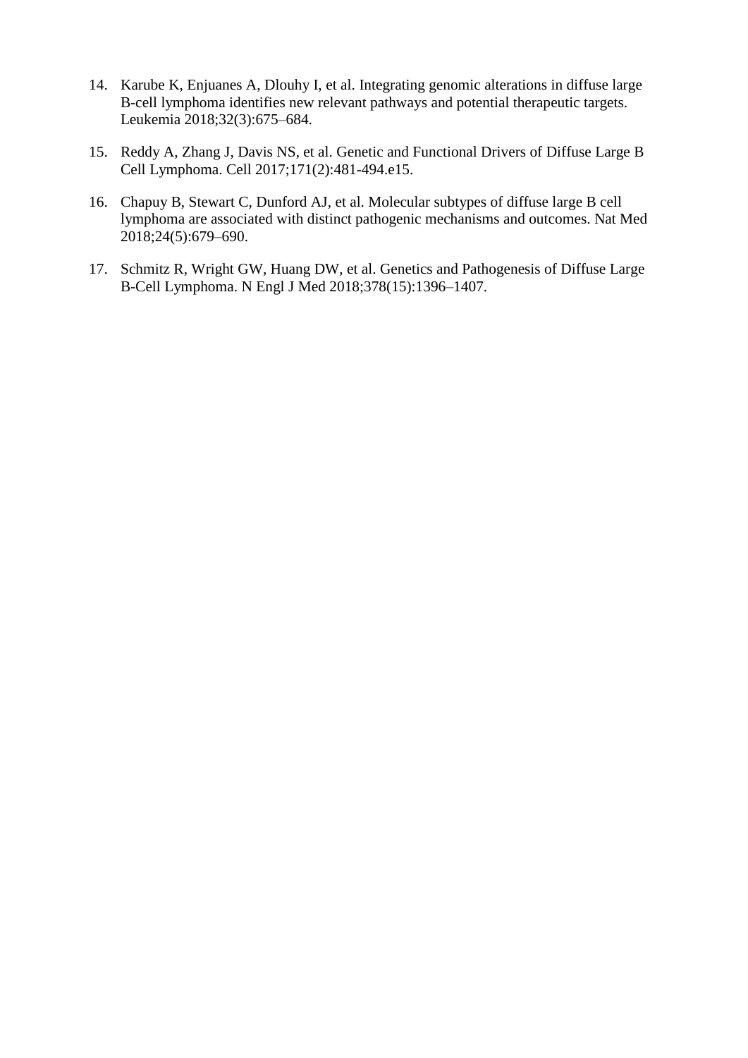14. Karube K, Enjuanes A, Dlouhy I, et al. Integrating genomic alterations in diffuse large B-cell lymphoma identifies new relevant pathways and potential therapeutic targets. Leukemia 2018;32(3):675–684.

15. Reddy A, Zhang J, Davis NS, et al. Genetic and Functional Drivers of Diffuse Large B Cell Lymphoma. Cell 2017;171(2):481-494.e15.

16. Chapuy B, Stewart C, Dunford AJ, et al. Molecular subtypes of diffuse large B cell lymphoma are associated with distinct pathogenic mechanisms and outcomes. Nat Med 2018;24(5):679–690.

17. Schmitz R, Wright GW, Huang DW, et al. Genetics and Pathogenesis of Diffuse Large B-Cell Lymphoma. N Engl J Med 2018;378(15):1396–1407.